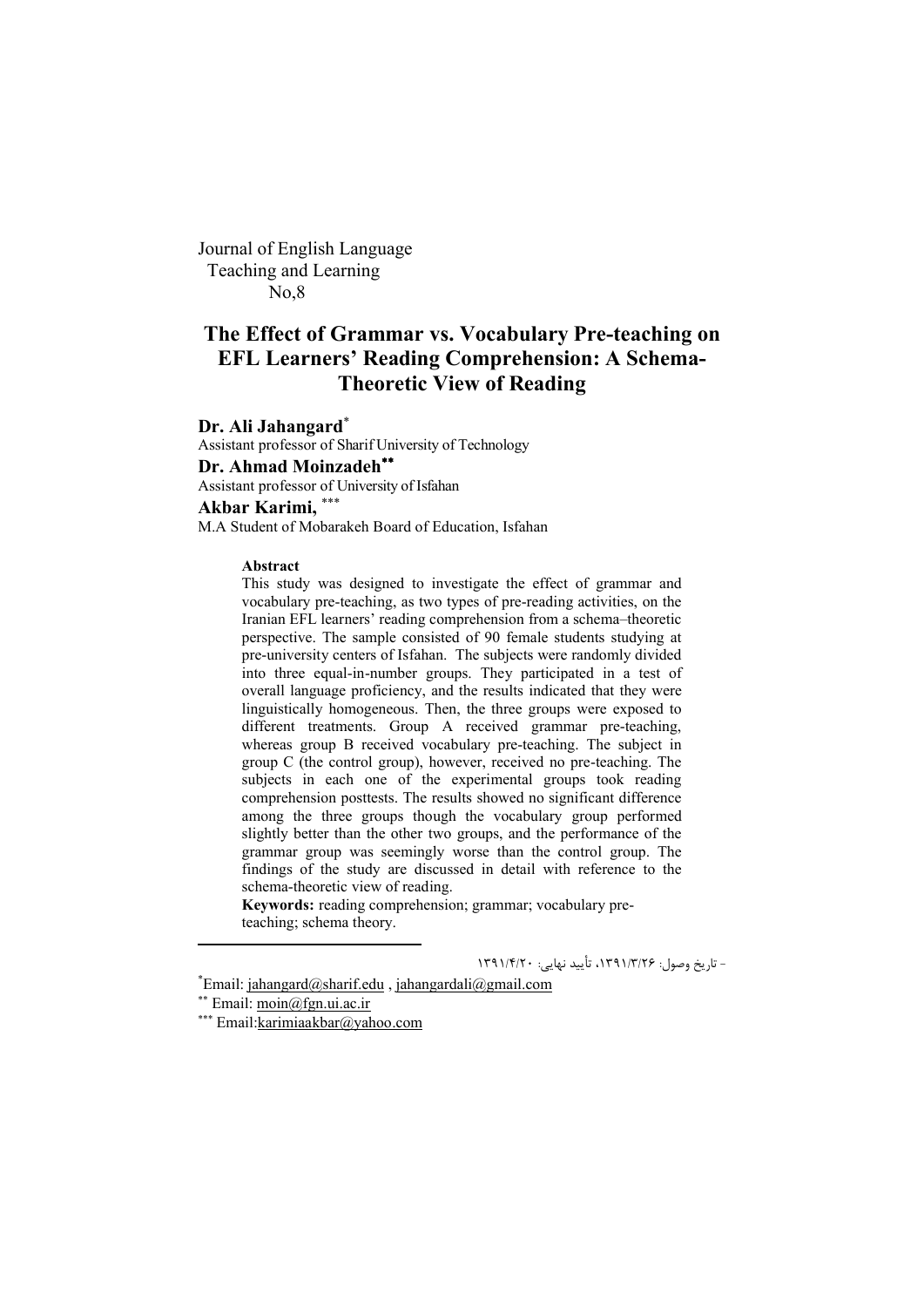Journal of English Language Teaching and Learning
No,8

# The Effect of Grammar vs. Vocabulary Pre-teaching on EFL Learners' Reading Comprehension: A Schema-Theoretic View of Reading

**Dr. Ali Jahangard***
Assistant professor of Sharif University of Technology

**Dr. Ahmad Moinzadeh****
Assistant professor of University of Isfahan

**Akbar Karimi,** ***
M.A Student of Mobarakeh Board of Education, Isfahan

**Abstract**

This study was designed to investigate the effect of grammar and vocabulary pre-teaching, as two types of pre-reading activities, on the Iranian EFL learners' reading comprehension from a schema–theoretic perspective. The sample consisted of 90 female students studying at pre-university centers of Isfahan. The subjects were randomly divided into three equal-in-number groups. They participated in a test of overall language proficiency, and the results indicated that they were linguistically homogeneous. Then, the three groups were exposed to different treatments. Group A received grammar pre-teaching, whereas group B received vocabulary pre-teaching. The subject in group C (the control group), however, received no pre-teaching. The subjects in each one of the experimental groups took reading comprehension posttests. The results showed no significant difference among the three groups though the vocabulary group performed slightly better than the other two groups, and the performance of the grammar group was seemingly worse than the control group. The findings of the study are discussed in detail with reference to the schema-theoretic view of reading.

**Keywords:** reading comprehension; grammar; vocabulary pre-teaching; schema theory.

---

- تاریخ وصول: ۱۳۹۱/۳/۲۶، تأیید نهایی: ۱۳۹۱/۴/۲۰

*Email: jahangard@sharif.edu , jahangardali@gmail.com

** Email: moin@fgn.ui.ac.ir

*** Email:karimiaakbar@yahoo.com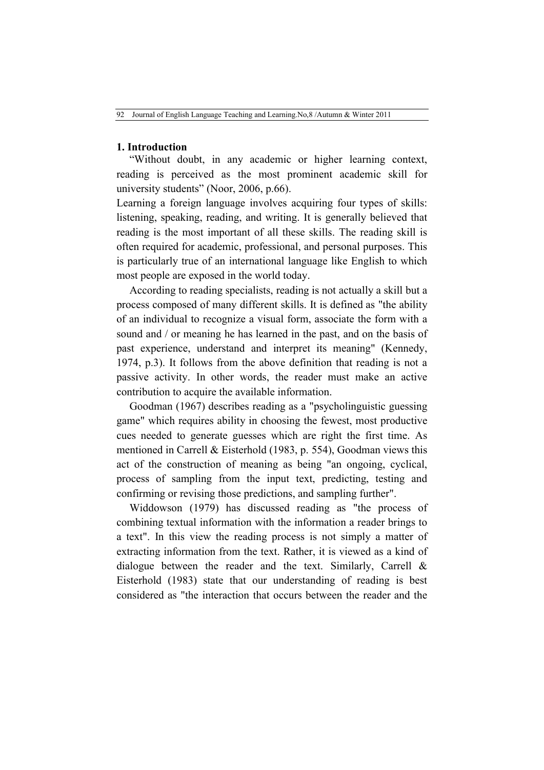## 1. Introduction

"Without doubt, in any academic or higher learning context, reading is perceived as the most prominent academic skill for university students" (Noor, 2006, p.66).

Learning a foreign language involves acquiring four types of skills: listening, speaking, reading, and writing. It is generally believed that reading is the most important of all these skills. The reading skill is often required for academic, professional, and personal purposes. This is particularly true of an international language like English to which most people are exposed in the world today.

According to reading specialists, reading is not actually a skill but a process composed of many different skills. It is defined as "the ability of an individual to recognize a visual form, associate the form with a sound and / or meaning he has learned in the past, and on the basis of past experience, understand and interpret its meaning" (Kennedy, 1974, p.3). It follows from the above definition that reading is not a passive activity. In other words, the reader must make an active contribution to acquire the available information.

Goodman (1967) describes reading as a "psycholinguistic guessing game" which requires ability in choosing the fewest, most productive cues needed to generate guesses which are right the first time. As mentioned in Carrell & Eisterhold (1983, p. 554), Goodman views this act of the construction of meaning as being "an ongoing, cyclical, process of sampling from the input text, predicting, testing and confirming or revising those predictions, and sampling further".

Widdowson (1979) has discussed reading as "the process of combining textual information with the information a reader brings to a text". In this view the reading process is not simply a matter of extracting information from the text. Rather, it is viewed as a kind of dialogue between the reader and the text. Similarly, Carrell & Eisterhold (1983) state that our understanding of reading is best considered as "the interaction that occurs between the reader and the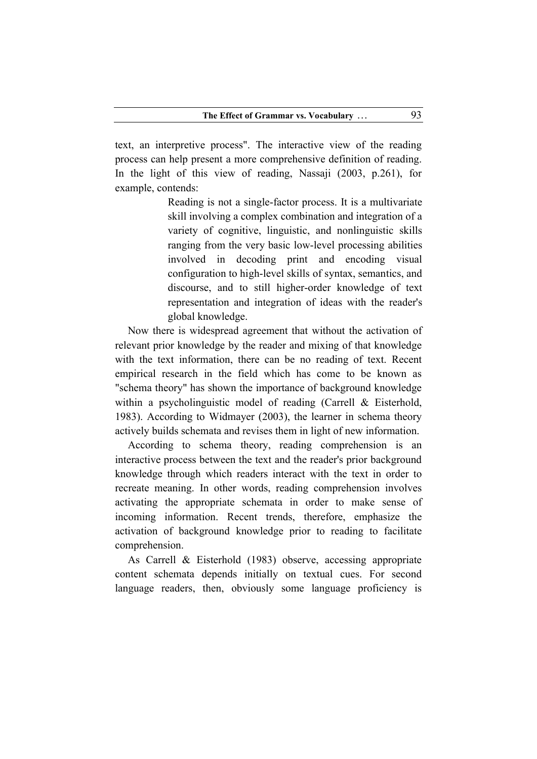text, an interpretive process". The interactive view of the reading process can help present a more comprehensive definition of reading. In the light of this view of reading, Nassaji (2003, p.261), for example, contends:

> Reading is not a single-factor process. It is a multivariate skill involving a complex combination and integration of a variety of cognitive, linguistic, and nonlinguistic skills ranging from the very basic low-level processing abilities involved in decoding print and encoding visual configuration to high-level skills of syntax, semantics, and discourse, and to still higher-order knowledge of text representation and integration of ideas with the reader's global knowledge.

Now there is widespread agreement that without the activation of relevant prior knowledge by the reader and mixing of that knowledge with the text information, there can be no reading of text. Recent empirical research in the field which has come to be known as "schema theory" has shown the importance of background knowledge within a psycholinguistic model of reading (Carrell & Eisterhold, 1983). According to Widmayer (2003), the learner in schema theory actively builds schemata and revises them in light of new information.

According to schema theory, reading comprehension is an interactive process between the text and the reader's prior background knowledge through which readers interact with the text in order to recreate meaning. In other words, reading comprehension involves activating the appropriate schemata in order to make sense of incoming information. Recent trends, therefore, emphasize the activation of background knowledge prior to reading to facilitate comprehension.

As Carrell & Eisterhold (1983) observe, accessing appropriate content schemata depends initially on textual cues. For second language readers, then, obviously some language proficiency is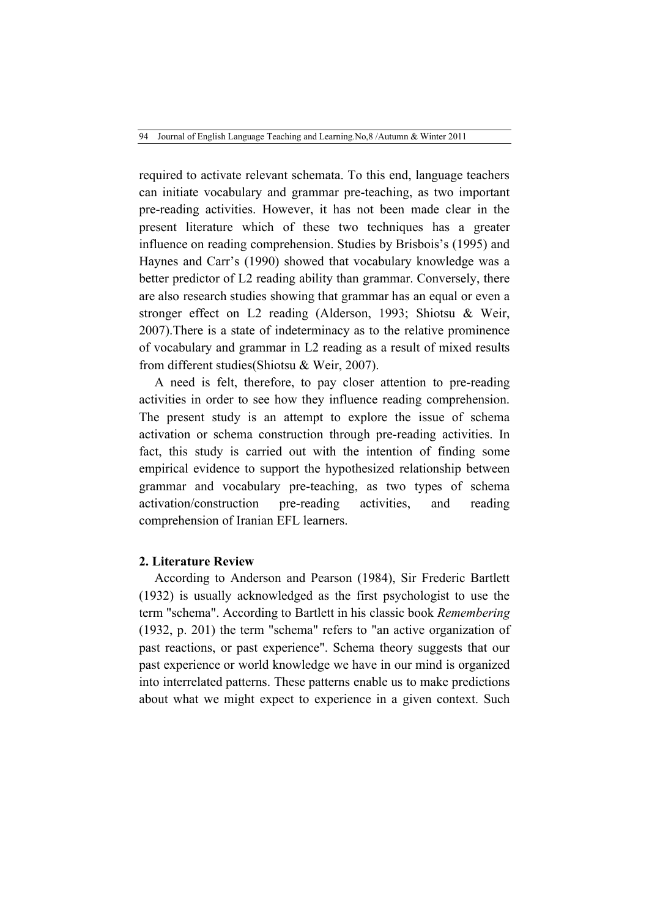required to activate relevant schemata. To this end, language teachers can initiate vocabulary and grammar pre-teaching, as two important pre-reading activities. However, it has not been made clear in the present literature which of these two techniques has a greater influence on reading comprehension. Studies by Brisbois's (1995) and Haynes and Carr's (1990) showed that vocabulary knowledge was a better predictor of L2 reading ability than grammar. Conversely, there are also research studies showing that grammar has an equal or even a stronger effect on L2 reading (Alderson, 1993; Shiotsu & Weir, 2007).There is a state of indeterminacy as to the relative prominence of vocabulary and grammar in L2 reading as a result of mixed results from different studies(Shiotsu & Weir, 2007).

A need is felt, therefore, to pay closer attention to pre-reading activities in order to see how they influence reading comprehension. The present study is an attempt to explore the issue of schema activation or schema construction through pre-reading activities. In fact, this study is carried out with the intention of finding some empirical evidence to support the hypothesized relationship between grammar and vocabulary pre-teaching, as two types of schema activation/construction pre-reading activities, and reading comprehension of Iranian EFL learners.

## 2. Literature Review

According to Anderson and Pearson (1984), Sir Frederic Bartlett (1932) is usually acknowledged as the first psychologist to use the term "schema". According to Bartlett in his classic book *Remembering* (1932, p. 201) the term "schema" refers to "an active organization of past reactions, or past experience". Schema theory suggests that our past experience or world knowledge we have in our mind is organized into interrelated patterns. These patterns enable us to make predictions about what we might expect to experience in a given context. Such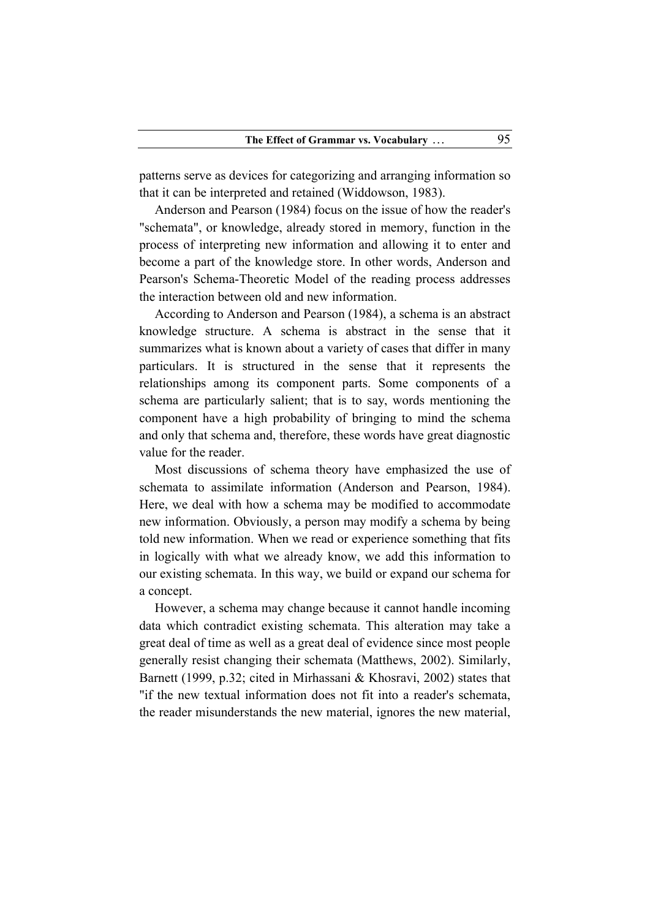patterns serve as devices for categorizing and arranging information so that it can be interpreted and retained (Widdowson, 1983).

Anderson and Pearson (1984) focus on the issue of how the reader's "schemata", or knowledge, already stored in memory, function in the process of interpreting new information and allowing it to enter and become a part of the knowledge store. In other words, Anderson and Pearson's Schema-Theoretic Model of the reading process addresses the interaction between old and new information.

According to Anderson and Pearson (1984), a schema is an abstract knowledge structure. A schema is abstract in the sense that it summarizes what is known about a variety of cases that differ in many particulars. It is structured in the sense that it represents the relationships among its component parts. Some components of a schema are particularly salient; that is to say, words mentioning the component have a high probability of bringing to mind the schema and only that schema and, therefore, these words have great diagnostic value for the reader.

Most discussions of schema theory have emphasized the use of schemata to assimilate information (Anderson and Pearson, 1984). Here, we deal with how a schema may be modified to accommodate new information. Obviously, a person may modify a schema by being told new information. When we read or experience something that fits in logically with what we already know, we add this information to our existing schemata. In this way, we build or expand our schema for a concept.

However, a schema may change because it cannot handle incoming data which contradict existing schemata. This alteration may take a great deal of time as well as a great deal of evidence since most people generally resist changing their schemata (Matthews, 2002). Similarly, Barnett (1999, p.32; cited in Mirhassani & Khosravi, 2002) states that "if the new textual information does not fit into a reader's schemata, the reader misunderstands the new material, ignores the new material,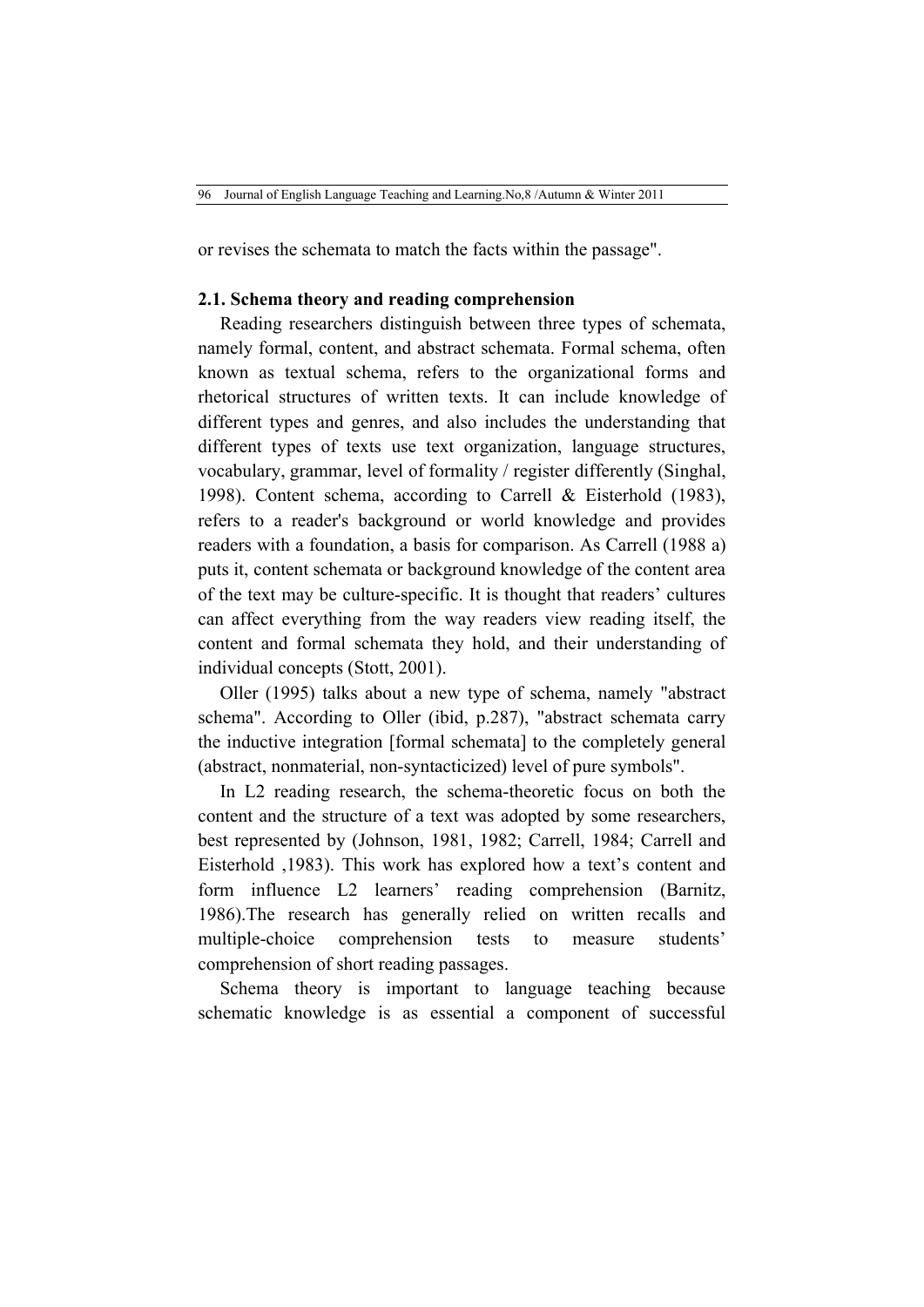or revises the schemata to match the facts within the passage".

### 2.1. Schema theory and reading comprehension

Reading researchers distinguish between three types of schemata, namely formal, content, and abstract schemata. Formal schema, often known as textual schema, refers to the organizational forms and rhetorical structures of written texts. It can include knowledge of different types and genres, and also includes the understanding that different types of texts use text organization, language structures, vocabulary, grammar, level of formality / register differently (Singhal, 1998). Content schema, according to Carrell & Eisterhold (1983), refers to a reader's background or world knowledge and provides readers with a foundation, a basis for comparison. As Carrell (1988 a) puts it, content schemata or background knowledge of the content area of the text may be culture-specific. It is thought that readers' cultures can affect everything from the way readers view reading itself, the content and formal schemata they hold, and their understanding of individual concepts (Stott, 2001).

Oller (1995) talks about a new type of schema, namely "abstract schema". According to Oller (ibid, p.287), "abstract schemata carry the inductive integration [formal schemata] to the completely general (abstract, nonmaterial, non-syntacticized) level of pure symbols".

In L2 reading research, the schema-theoretic focus on both the content and the structure of a text was adopted by some researchers, best represented by (Johnson, 1981, 1982; Carrell, 1984; Carrell and Eisterhold ,1983). This work has explored how a text's content and form influence L2 learners' reading comprehension (Barnitz, 1986).The research has generally relied on written recalls and multiple-choice comprehension tests to measure students' comprehension of short reading passages.

Schema theory is important to language teaching because schematic knowledge is as essential a component of successful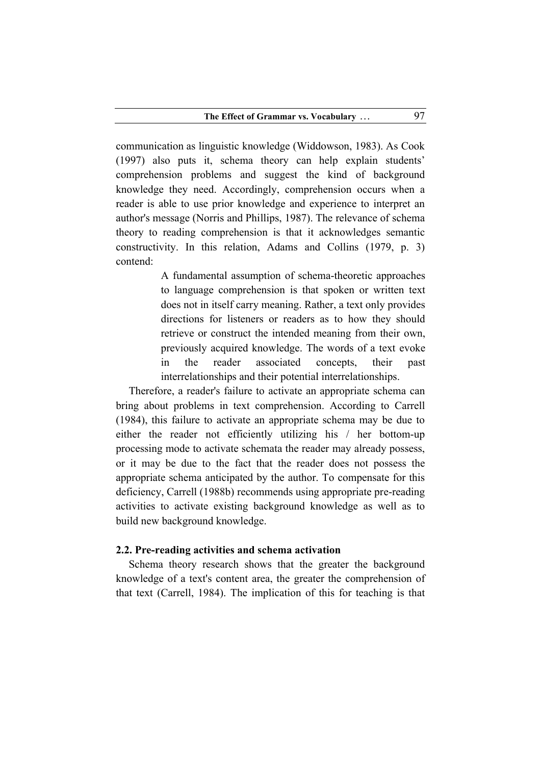communication as linguistic knowledge (Widdowson, 1983). As Cook (1997) also puts it, schema theory can help explain students' comprehension problems and suggest the kind of background knowledge they need. Accordingly, comprehension occurs when a reader is able to use prior knowledge and experience to interpret an author's message (Norris and Phillips, 1987). The relevance of schema theory to reading comprehension is that it acknowledges semantic constructivity. In this relation, Adams and Collins (1979, p. 3) contend:

> A fundamental assumption of schema-theoretic approaches to language comprehension is that spoken or written text does not in itself carry meaning. Rather, a text only provides directions for listeners or readers as to how they should retrieve or construct the intended meaning from their own, previously acquired knowledge. The words of a text evoke in the reader associated concepts, their past interrelationships and their potential interrelationships.

Therefore, a reader's failure to activate an appropriate schema can bring about problems in text comprehension. According to Carrell (1984), this failure to activate an appropriate schema may be due to either the reader not efficiently utilizing his / her bottom-up processing mode to activate schemata the reader may already possess, or it may be due to the fact that the reader does not possess the appropriate schema anticipated by the author. To compensate for this deficiency, Carrell (1988b) recommends using appropriate pre-reading activities to activate existing background knowledge as well as to build new background knowledge.

### 2.2. Pre-reading activities and schema activation

Schema theory research shows that the greater the background knowledge of a text's content area, the greater the comprehension of that text (Carrell, 1984). The implication of this for teaching is that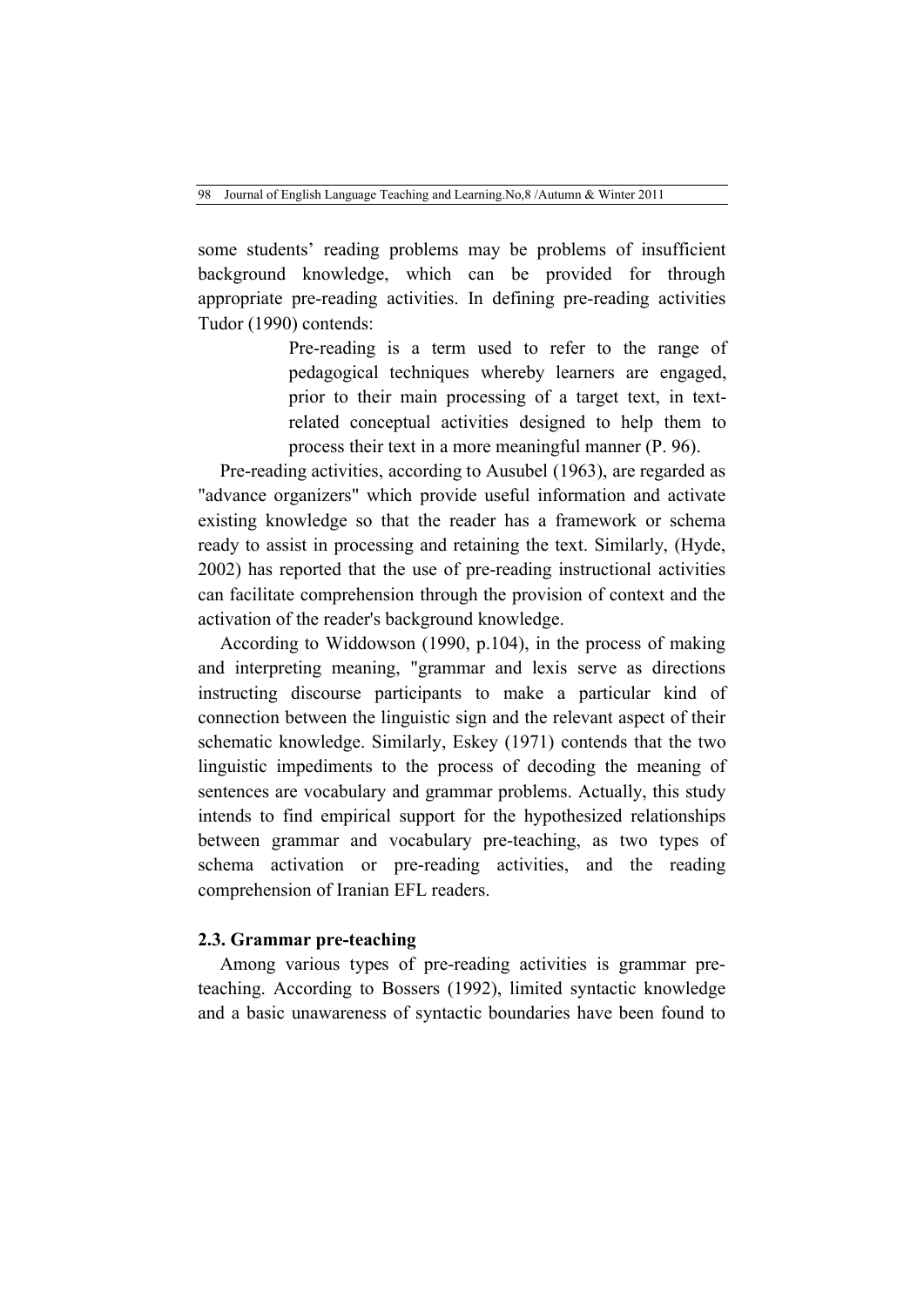some students' reading problems may be problems of insufficient background knowledge, which can be provided for through appropriate pre-reading activities. In defining pre-reading activities Tudor (1990) contends:

> Pre-reading is a term used to refer to the range of pedagogical techniques whereby learners are engaged, prior to their main processing of a target text, in text-related conceptual activities designed to help them to process their text in a more meaningful manner (P. 96).

Pre-reading activities, according to Ausubel (1963), are regarded as "advance organizers" which provide useful information and activate existing knowledge so that the reader has a framework or schema ready to assist in processing and retaining the text. Similarly, (Hyde, 2002) has reported that the use of pre-reading instructional activities can facilitate comprehension through the provision of context and the activation of the reader's background knowledge.

According to Widdowson (1990, p.104), in the process of making and interpreting meaning, "grammar and lexis serve as directions instructing discourse participants to make a particular kind of connection between the linguistic sign and the relevant aspect of their schematic knowledge. Similarly, Eskey (1971) contends that the two linguistic impediments to the process of decoding the meaning of sentences are vocabulary and grammar problems. Actually, this study intends to find empirical support for the hypothesized relationships between grammar and vocabulary pre-teaching, as two types of schema activation or pre-reading activities, and the reading comprehension of Iranian EFL readers.

### 2.3. Grammar pre-teaching

Among various types of pre-reading activities is grammar pre-teaching. According to Bossers (1992), limited syntactic knowledge and a basic unawareness of syntactic boundaries have been found to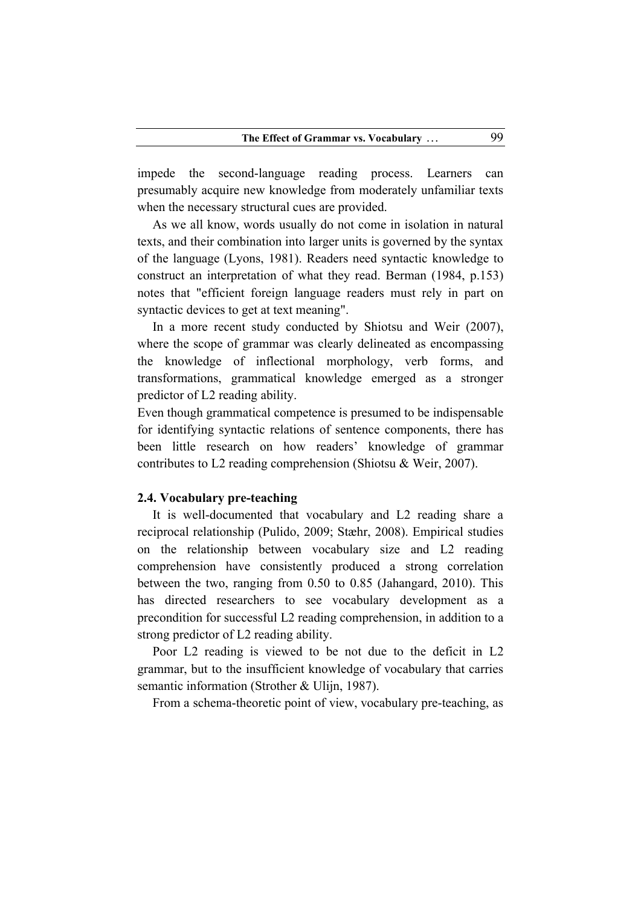impede the second-language reading process. Learners can presumably acquire new knowledge from moderately unfamiliar texts when the necessary structural cues are provided.

As we all know, words usually do not come in isolation in natural texts, and their combination into larger units is governed by the syntax of the language (Lyons, 1981). Readers need syntactic knowledge to construct an interpretation of what they read. Berman (1984, p.153) notes that "efficient foreign language readers must rely in part on syntactic devices to get at text meaning".

In a more recent study conducted by Shiotsu and Weir (2007), where the scope of grammar was clearly delineated as encompassing the knowledge of inflectional morphology, verb forms, and transformations, grammatical knowledge emerged as a stronger predictor of L2 reading ability.

Even though grammatical competence is presumed to be indispensable for identifying syntactic relations of sentence components, there has been little research on how readers' knowledge of grammar contributes to L2 reading comprehension (Shiotsu & Weir, 2007).

### 2.4. Vocabulary pre-teaching

It is well-documented that vocabulary and L2 reading share a reciprocal relationship (Pulido, 2009; Stæhr, 2008). Empirical studies on the relationship between vocabulary size and L2 reading comprehension have consistently produced a strong correlation between the two, ranging from 0.50 to 0.85 (Jahangard, 2010). This has directed researchers to see vocabulary development as a precondition for successful L2 reading comprehension, in addition to a strong predictor of L2 reading ability.

Poor L2 reading is viewed to be not due to the deficit in L2 grammar, but to the insufficient knowledge of vocabulary that carries semantic information (Strother & Ulijn, 1987).

From a schema-theoretic point of view, vocabulary pre-teaching, as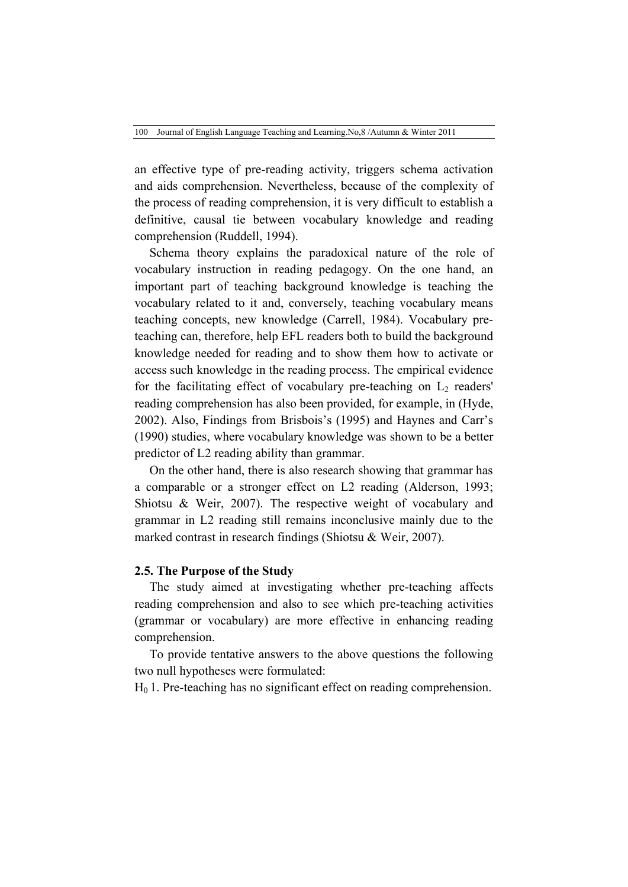an effective type of pre-reading activity, triggers schema activation and aids comprehension. Nevertheless, because of the complexity of the process of reading comprehension, it is very difficult to establish a definitive, causal tie between vocabulary knowledge and reading comprehension (Ruddell, 1994).

Schema theory explains the paradoxical nature of the role of vocabulary instruction in reading pedagogy. On the one hand, an important part of teaching background knowledge is teaching the vocabulary related to it and, conversely, teaching vocabulary means teaching concepts, new knowledge (Carrell, 1984). Vocabulary pre-teaching can, therefore, help EFL readers both to build the background knowledge needed for reading and to show them how to activate or access such knowledge in the reading process. The empirical evidence for the facilitating effect of vocabulary pre-teaching on $L_2$ readers' reading comprehension has also been provided, for example, in (Hyde, 2002). Also, Findings from Brisbois's (1995) and Haynes and Carr's (1990) studies, where vocabulary knowledge was shown to be a better predictor of L2 reading ability than grammar.

On the other hand, there is also research showing that grammar has a comparable or a stronger effect on L2 reading (Alderson, 1993; Shiotsu & Weir, 2007). The respective weight of vocabulary and grammar in L2 reading still remains inconclusive mainly due to the marked contrast in research findings (Shiotsu & Weir, 2007).

### 2.5. The Purpose of the Study

The study aimed at investigating whether pre-teaching affects reading comprehension and also to see which pre-teaching activities (grammar or vocabulary) are more effective in enhancing reading comprehension.

To provide tentative answers to the above questions the following two null hypotheses were formulated:

$H_0$ 1. Pre-teaching has no significant effect on reading comprehension.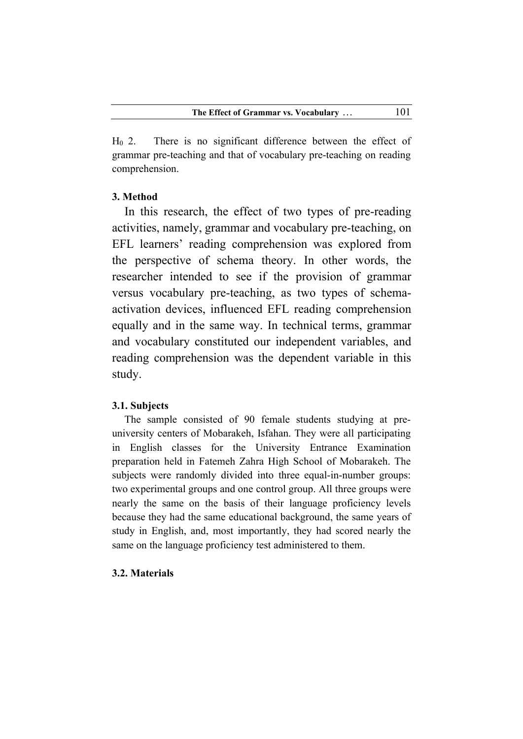$H_0$ 2. There is no significant difference between the effect of grammar pre-teaching and that of vocabulary pre-teaching on reading comprehension.

## 3. Method

In this research, the effect of two types of pre-reading activities, namely, grammar and vocabulary pre-teaching, on EFL learners' reading comprehension was explored from the perspective of schema theory. In other words, the researcher intended to see if the provision of grammar versus vocabulary pre-teaching, as two types of schema-activation devices, influenced EFL reading comprehension equally and in the same way. In technical terms, grammar and vocabulary constituted our independent variables, and reading comprehension was the dependent variable in this study.

### 3.1. Subjects

The sample consisted of 90 female students studying at pre-university centers of Mobarakeh, Isfahan. They were all participating in English classes for the University Entrance Examination preparation held in Fatemeh Zahra High School of Mobarakeh. The subjects were randomly divided into three equal-in-number groups: two experimental groups and one control group. All three groups were nearly the same on the basis of their language proficiency levels because they had the same educational background, the same years of study in English, and, most importantly, they had scored nearly the same on the language proficiency test administered to them.

### 3.2. Materials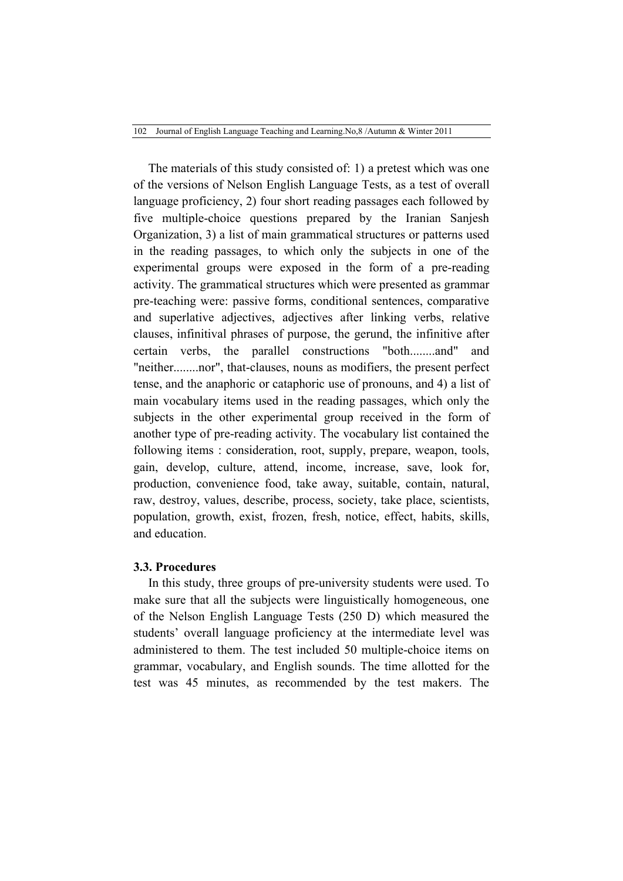The materials of this study consisted of: 1) a pretest which was one of the versions of Nelson English Language Tests, as a test of overall language proficiency, 2) four short reading passages each followed by five multiple-choice questions prepared by the Iranian Sanjesh Organization, 3) a list of main grammatical structures or patterns used in the reading passages, to which only the subjects in one of the experimental groups were exposed in the form of a pre-reading activity. The grammatical structures which were presented as grammar pre-teaching were: passive forms, conditional sentences, comparative and superlative adjectives, adjectives after linking verbs, relative clauses, infinitival phrases of purpose, the gerund, the infinitive after certain verbs, the parallel constructions "both........and" and "neither........nor", that-clauses, nouns as modifiers, the present perfect tense, and the anaphoric or cataphoric use of pronouns, and 4) a list of main vocabulary items used in the reading passages, which only the subjects in the other experimental group received in the form of another type of pre-reading activity. The vocabulary list contained the following items : consideration, root, supply, prepare, weapon, tools, gain, develop, culture, attend, income, increase, save, look for, production, convenience food, take away, suitable, contain, natural, raw, destroy, values, describe, process, society, take place, scientists, population, growth, exist, frozen, fresh, notice, effect, habits, skills, and education.

### 3.3. Procedures

In this study, three groups of pre-university students were used. To make sure that all the subjects were linguistically homogeneous, one of the Nelson English Language Tests (250 D) which measured the students' overall language proficiency at the intermediate level was administered to them. The test included 50 multiple-choice items on grammar, vocabulary, and English sounds. The time allotted for the test was 45 minutes, as recommended by the test makers. The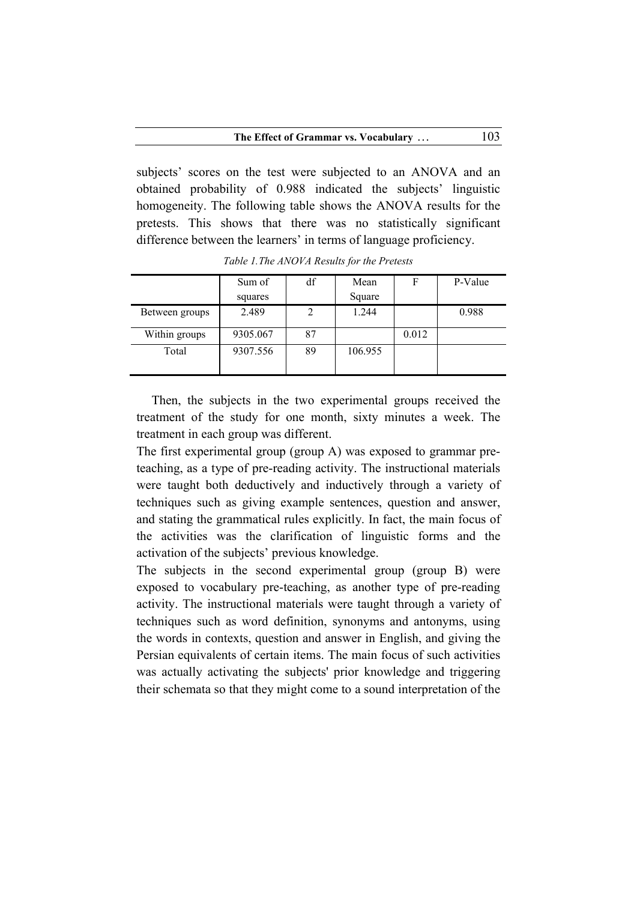subjects' scores on the test were subjected to an ANOVA and an obtained probability of 0.988 indicated the subjects' linguistic homogeneity. The following table shows the ANOVA results for the pretests. This shows that there was no statistically significant difference between the learners' in terms of language proficiency.

*Table 1.The ANOVA Results for the Pretests*

| | Sum of squares | df | Mean Square | F | P-Value |
|---|---|---|---|---|---|
| Between groups | 2.489 | 2 | 1.244 | | 0.988 |
| Within groups | 9305.067 | 87 | | 0.012 | |
| Total | 9307.556 | 89 | 106.955 | | |

Then, the subjects in the two experimental groups received the treatment of the study for one month, sixty minutes a week. The treatment in each group was different.

The first experimental group (group A) was exposed to grammar pre-teaching, as a type of pre-reading activity. The instructional materials were taught both deductively and inductively through a variety of techniques such as giving example sentences, question and answer, and stating the grammatical rules explicitly. In fact, the main focus of the activities was the clarification of linguistic forms and the activation of the subjects' previous knowledge.

The subjects in the second experimental group (group B) were exposed to vocabulary pre-teaching, as another type of pre-reading activity. The instructional materials were taught through a variety of techniques such as word definition, synonyms and antonyms, using the words in contexts, question and answer in English, and giving the Persian equivalents of certain items. The main focus of such activities was actually activating the subjects' prior knowledge and triggering their schemata so that they might come to a sound interpretation of the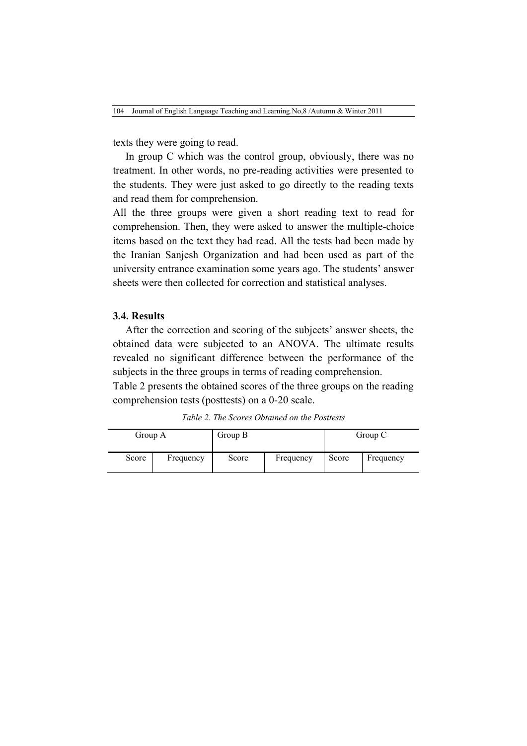texts they were going to read.

In group C which was the control group, obviously, there was no treatment. In other words, no pre-reading activities were presented to the students. They were just asked to go directly to the reading texts and read them for comprehension.

All the three groups were given a short reading text to read for comprehension. Then, they were asked to answer the multiple-choice items based on the text they had read. All the tests had been made by the Iranian Sanjesh Organization and had been used as part of the university entrance examination some years ago. The students' answer sheets were then collected for correction and statistical analyses.

### 3.4. Results

After the correction and scoring of the subjects' answer sheets, the obtained data were subjected to an ANOVA. The ultimate results revealed no significant difference between the performance of the subjects in the three groups in terms of reading comprehension.

Table 2 presents the obtained scores of the three groups on the reading comprehension tests (posttests) on a 0-20 scale.

*Table 2. The Scores Obtained on the Posttests*

| Group A | | Group B | | Group C | |
|---|---|---|---|---|---|
| Score | Frequency | Score | Frequency | Score | Frequency |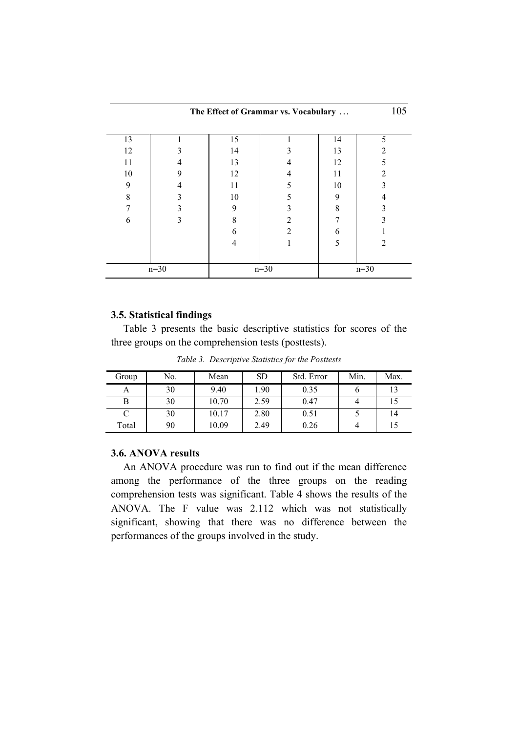| | | | | | |
|---|---|---|---|---|---|
| 13 | 1 | 15 | 1 | 14 | 5 |
| 12 | 3 | 14 | 3 | 13 | 2 |
| 11 | 4 | 13 | 4 | 12 | 5 |
| 10 | 9 | 12 | 4 | 11 | 2 |
| 9 | 4 | 11 | 5 | 10 | 3 |
| 8 | 3 | 10 | 5 | 9 | 4 |
| 7 | 3 | 9 | 3 | 8 | 3 |
| 6 | 3 | 8 | 2 | 7 | 3 |
| | | 6 | 2 | 6 | 1 |
| | | 4 | 1 | 5 | 2 |
| n=30 | | n=30 | | n=30 | |

### 3.5. Statistical findings

Table 3 presents the basic descriptive statistics for scores of the three groups on the comprehension tests (posttests).

*Table 3. Descriptive Statistics for the Posttests*

| Group | No. | Mean | SD | Std. Error | Min. | Max. |
|---|---|---|---|---|---|---|
| A | 30 | 9.40 | 1.90 | 0.35 | 6 | 13 |
| B | 30 | 10.70 | 2.59 | 0.47 | 4 | 15 |
| C | 30 | 10.17 | 2.80 | 0.51 | 5 | 14 |
| Total | 90 | 10.09 | 2.49 | 0.26 | 4 | 15 |

### 3.6. ANOVA results

An ANOVA procedure was run to find out if the mean difference among the performance of the three groups on the reading comprehension tests was significant. Table 4 shows the results of the ANOVA. The F value was 2.112 which was not statistically significant, showing that there was no difference between the performances of the groups involved in the study.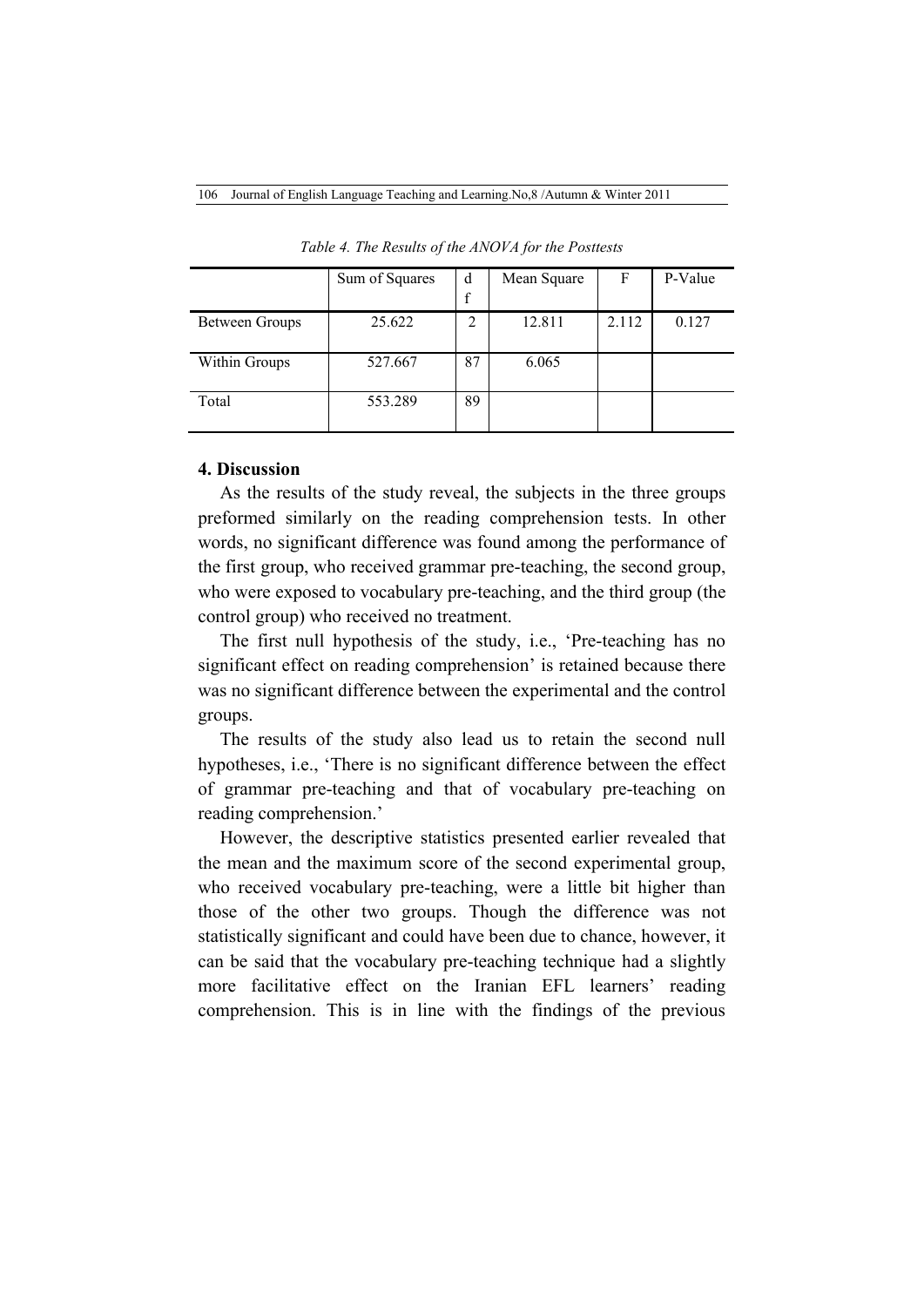*Table 4. The Results of the ANOVA for the Posttests*

| | Sum of Squares | df | Mean Square | F | P-Value |
|---|---|---|---|---|---|
| Between Groups | 25.622 | 2 | 12.811 | 2.112 | 0.127 |
| Within Groups | 527.667 | 87 | 6.065 | | |
| Total | 553.289 | 89 | | | |

## 4. Discussion

As the results of the study reveal, the subjects in the three groups preformed similarly on the reading comprehension tests. In other words, no significant difference was found among the performance of the first group, who received grammar pre-teaching, the second group, who were exposed to vocabulary pre-teaching, and the third group (the control group) who received no treatment.

The first null hypothesis of the study, i.e., 'Pre-teaching has no significant effect on reading comprehension' is retained because there was no significant difference between the experimental and the control groups.

The results of the study also lead us to retain the second null hypotheses, i.e., 'There is no significant difference between the effect of grammar pre-teaching and that of vocabulary pre-teaching on reading comprehension.'

However, the descriptive statistics presented earlier revealed that the mean and the maximum score of the second experimental group, who received vocabulary pre-teaching, were a little bit higher than those of the other two groups. Though the difference was not statistically significant and could have been due to chance, however, it can be said that the vocabulary pre-teaching technique had a slightly more facilitative effect on the Iranian EFL learners' reading comprehension. This is in line with the findings of the previous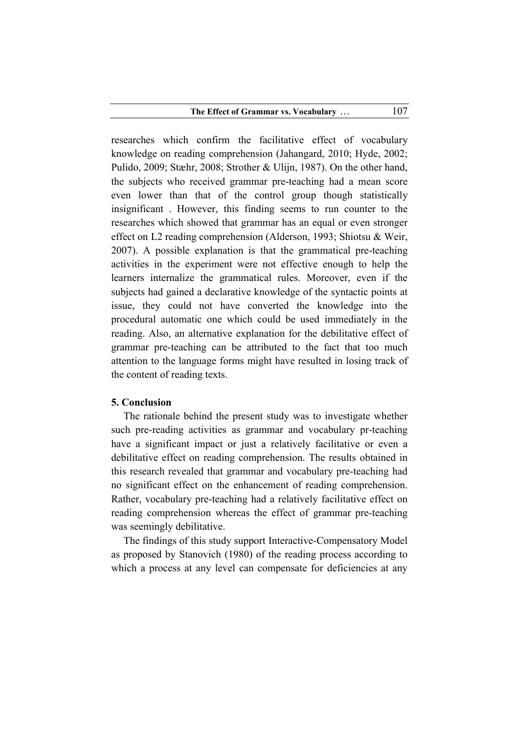researches which confirm the facilitative effect of vocabulary knowledge on reading comprehension (Jahangard, 2010; Hyde, 2002; Pulido, 2009; Stæhr, 2008; Strother & Ulijn, 1987). On the other hand, the subjects who received grammar pre-teaching had a mean score even lower than that of the control group though statistically insignificant . However, this finding seems to run counter to the researches which showed that grammar has an equal or even stronger effect on L2 reading comprehension (Alderson, 1993; Shiotsu & Weir, 2007). A possible explanation is that the grammatical pre-teaching activities in the experiment were not effective enough to help the learners internalize the grammatical rules. Moreover, even if the subjects had gained a declarative knowledge of the syntactic points at issue, they could not have converted the knowledge into the procedural automatic one which could be used immediately in the reading. Also, an alternative explanation for the debilitative effect of grammar pre-teaching can be attributed to the fact that too much attention to the language forms might have resulted in losing track of the content of reading texts.

## 5. Conclusion

The rationale behind the present study was to investigate whether such pre-reading activities as grammar and vocabulary pr-teaching have a significant impact or just a relatively facilitative or even a debilitative effect on reading comprehension. The results obtained in this research revealed that grammar and vocabulary pre-teaching had no significant effect on the enhancement of reading comprehension. Rather, vocabulary pre-teaching had a relatively facilitative effect on reading comprehension whereas the effect of grammar pre-teaching was seemingly debilitative.

The findings of this study support Interactive-Compensatory Model as proposed by Stanovich (1980) of the reading process according to which a process at any level can compensate for deficiencies at any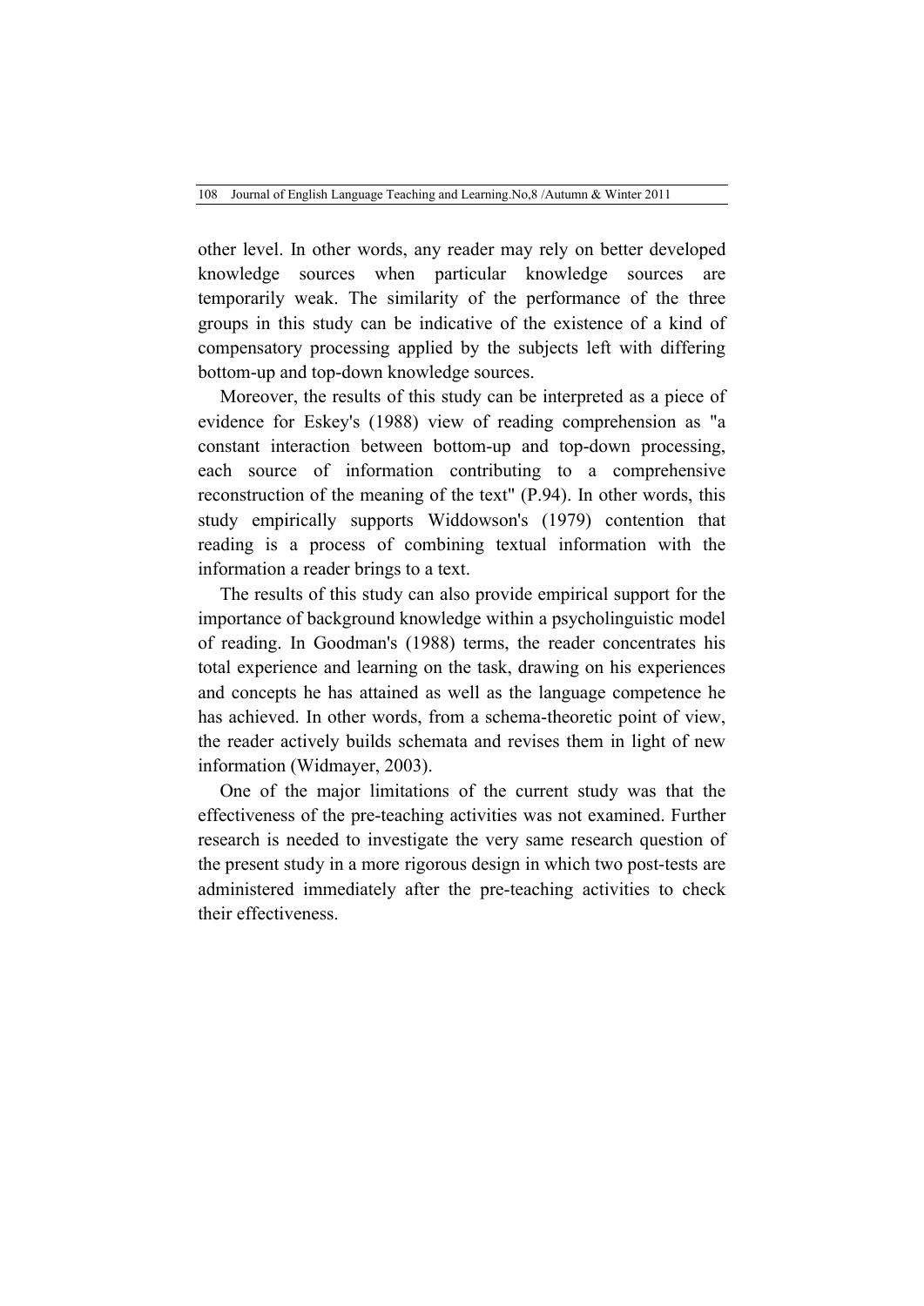other level. In other words, any reader may rely on better developed knowledge sources when particular knowledge sources are temporarily weak. The similarity of the performance of the three groups in this study can be indicative of the existence of a kind of compensatory processing applied by the subjects left with differing bottom-up and top-down knowledge sources.

Moreover, the results of this study can be interpreted as a piece of evidence for Eskey's (1988) view of reading comprehension as "a constant interaction between bottom-up and top-down processing, each source of information contributing to a comprehensive reconstruction of the meaning of the text" (P.94). In other words, this study empirically supports Widdowson's (1979) contention that reading is a process of combining textual information with the information a reader brings to a text.

The results of this study can also provide empirical support for the importance of background knowledge within a psycholinguistic model of reading. In Goodman's (1988) terms, the reader concentrates his total experience and learning on the task, drawing on his experiences and concepts he has attained as well as the language competence he has achieved. In other words, from a schema-theoretic point of view, the reader actively builds schemata and revises them in light of new information (Widmayer, 2003).

One of the major limitations of the current study was that the effectiveness of the pre-teaching activities was not examined. Further research is needed to investigate the very same research question of the present study in a more rigorous design in which two post-tests are administered immediately after the pre-teaching activities to check their effectiveness.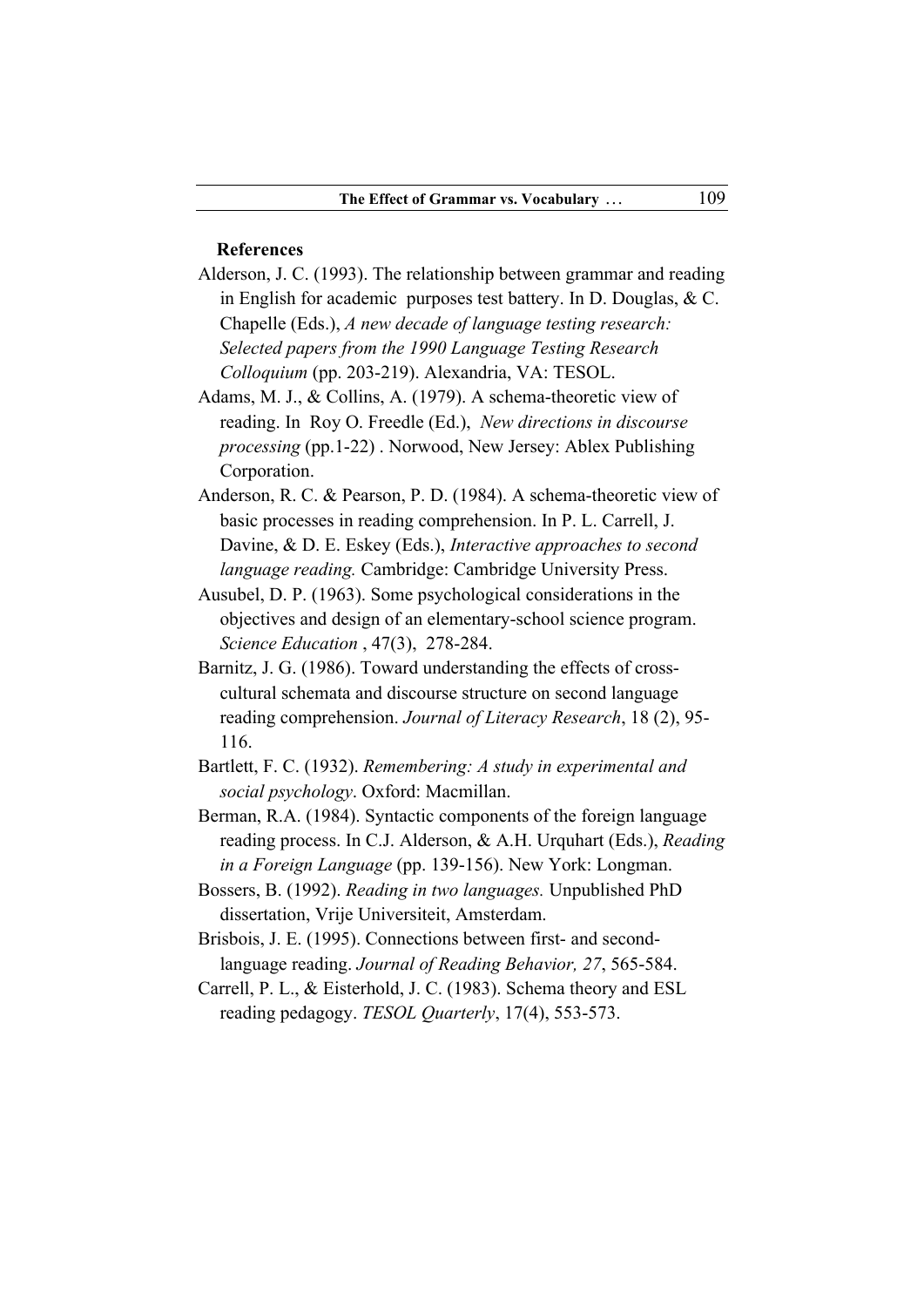## References

Alderson, J. C. (1993). The relationship between grammar and reading in English for academic purposes test battery. In D. Douglas, & C. Chapelle (Eds.), *A new decade of language testing research: Selected papers from the 1990 Language Testing Research Colloquium* (pp. 203-219). Alexandria, VA: TESOL.

Adams, M. J., & Collins, A. (1979). A schema-theoretic view of reading. In Roy O. Freedle (Ed.), *New directions in discourse processing* (pp.1-22) . Norwood, New Jersey: Ablex Publishing Corporation.

Anderson, R. C. & Pearson, P. D. (1984). A schema-theoretic view of basic processes in reading comprehension. In P. L. Carrell, J. Davine, & D. E. Eskey (Eds.), *Interactive approaches to second language reading.* Cambridge: Cambridge University Press.

Ausubel, D. P. (1963). Some psychological considerations in the objectives and design of an elementary-school science program. *Science Education* , 47(3), 278-284.

Barnitz, J. G. (1986). Toward understanding the effects of cross-cultural schemata and discourse structure on second language reading comprehension. *Journal of Literacy Research*, 18 (2), 95-116.

Bartlett, F. C. (1932). *Remembering: A study in experimental and social psychology*. Oxford: Macmillan.

Berman, R.A. (1984). Syntactic components of the foreign language reading process. In C.J. Alderson, & A.H. Urquhart (Eds.), *Reading in a Foreign Language* (pp. 139-156). New York: Longman.

Bossers, B. (1992). *Reading in two languages.* Unpublished PhD dissertation, Vrije Universiteit, Amsterdam.

Brisbois, J. E. (1995). Connections between first- and second-language reading. *Journal of Reading Behavior, 27*, 565-584.

Carrell, P. L., & Eisterhold, J. C. (1983). Schema theory and ESL reading pedagogy. *TESOL Quarterly*, 17(4), 553-573.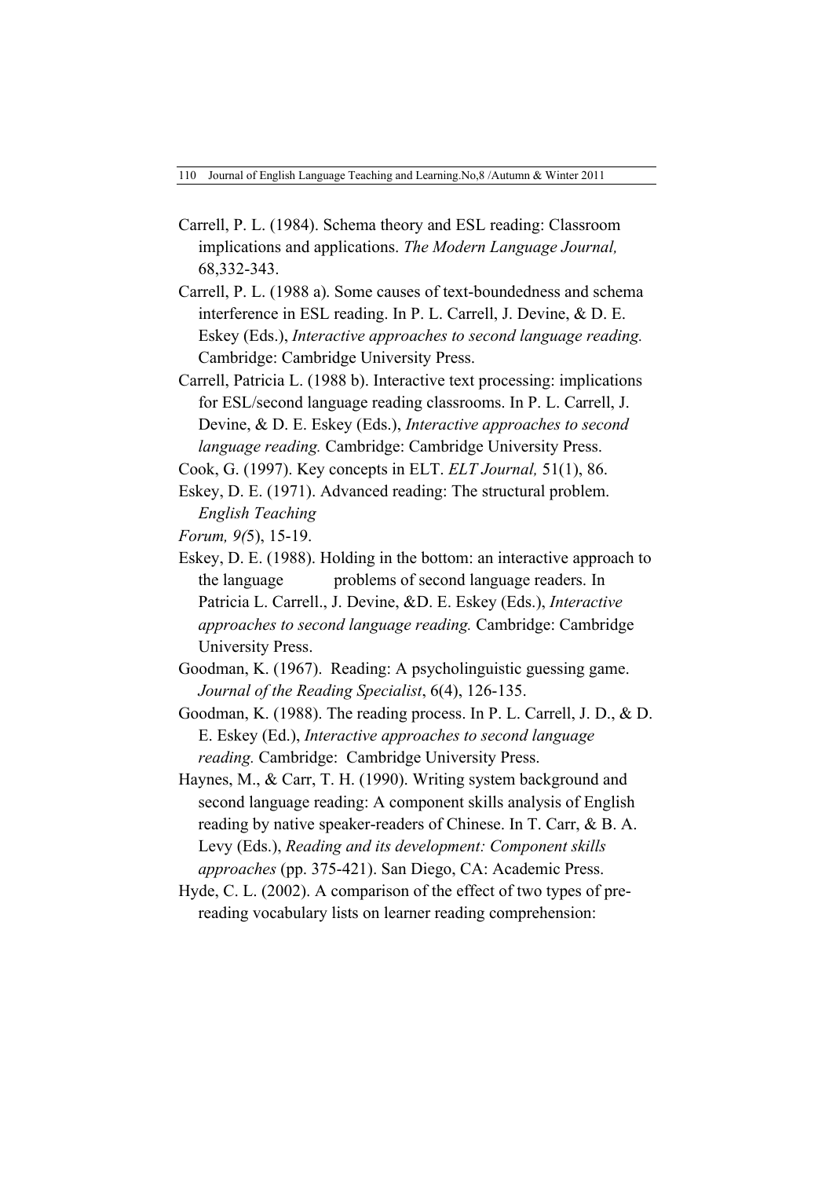Carrell, P. L. (1984). Schema theory and ESL reading: Classroom implications and applications. *The Modern Language Journal,* 68,332-343.

Carrell, P. L. (1988 a). Some causes of text-boundedness and schema interference in ESL reading. In P. L. Carrell, J. Devine, & D. E. Eskey (Eds.), *Interactive approaches to second language reading.* Cambridge: Cambridge University Press.

Carrell, Patricia L. (1988 b). Interactive text processing: implications for ESL/second language reading classrooms. In P. L. Carrell, J. Devine, & D. E. Eskey (Eds.), *Interactive approaches to second language reading.* Cambridge: Cambridge University Press.

Cook, G. (1997). Key concepts in ELT. *ELT Journal,* 51(1), 86.

Eskey, D. E. (1971). Advanced reading: The structural problem. *English Teaching*

*Forum, 9(*5), 15-19.

Eskey, D. E. (1988). Holding in the bottom: an interactive approach to the language problems of second language readers. In Patricia L. Carrell., J. Devine, &D. E. Eskey (Eds.), *Interactive approaches to second language reading.* Cambridge: Cambridge University Press.

Goodman, K. (1967). Reading: A psycholinguistic guessing game. *Journal of the Reading Specialist*, 6(4), 126-135.

Goodman, K. (1988). The reading process. In P. L. Carrell, J. D., & D. E. Eskey (Ed.), *Interactive approaches to second language reading.* Cambridge: Cambridge University Press.

Haynes, M., & Carr, T. H. (1990). Writing system background and second language reading: A component skills analysis of English reading by native speaker-readers of Chinese. In T. Carr, & B. A. Levy (Eds.), *Reading and its development: Component skills approaches* (pp. 375-421). San Diego, CA: Academic Press.

Hyde, C. L. (2002). A comparison of the effect of two types of pre-reading vocabulary lists on learner reading comprehension: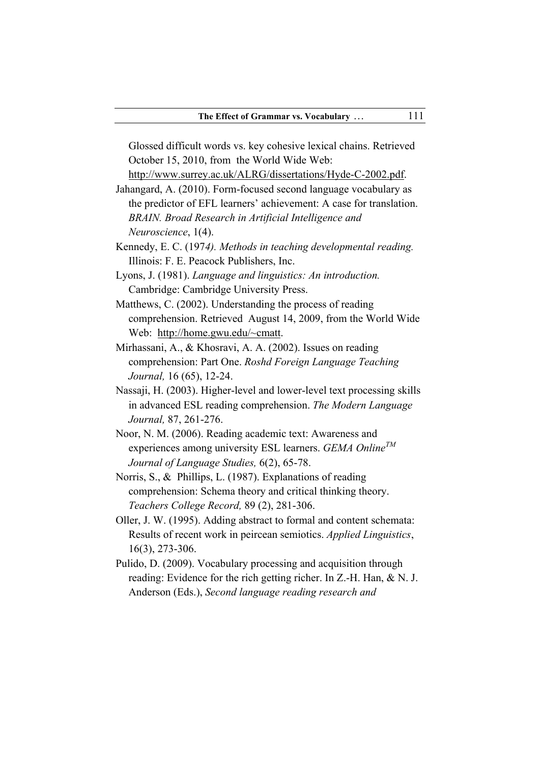Glossed difficult words vs. key cohesive lexical chains. Retrieved October 15, 2010, from the World Wide Web: http://www.surrey.ac.uk/ALRG/dissertations/Hyde-C-2002.pdf.

Jahangard, A. (2010). Form-focused second language vocabulary as the predictor of EFL learners' achievement: A case for translation. *BRAIN. Broad Research in Artificial Intelligence and Neuroscience*, 1(4).

Kennedy, E. C. (197*4). Methods in teaching developmental reading.* Illinois: F. E. Peacock Publishers, Inc.

Lyons, J. (1981). *Language and linguistics: An introduction.* Cambridge: Cambridge University Press.

Matthews, C. (2002). Understanding the process of reading comprehension. Retrieved August 14, 2009, from the World Wide Web: http://home.gwu.edu/~cmatt.

Mirhassani, A., & Khosravi, A. A. (2002). Issues on reading comprehension: Part One. *Roshd Foreign Language Teaching Journal,* 16 (65), 12-24.

Nassaji, H. (2003). Higher-level and lower-level text processing skills in advanced ESL reading comprehension. *The Modern Language Journal,* 87, 261-276.

Noor, N. M. (2006). Reading academic text: Awareness and experiences among university ESL learners. *GEMA Online™ Journal of Language Studies,* 6(2), 65-78.

Norris, S., & Phillips, L. (1987). Explanations of reading comprehension: Schema theory and critical thinking theory. *Teachers College Record,* 89 (2), 281-306.

Oller, J. W. (1995). Adding abstract to formal and content schemata: Results of recent work in peircean semiotics. *Applied Linguistics*, 16(3), 273-306.

Pulido, D. (2009). Vocabulary processing and acquisition through reading: Evidence for the rich getting richer. In Z.-H. Han, & N. J. Anderson (Eds.), *Second language reading research and*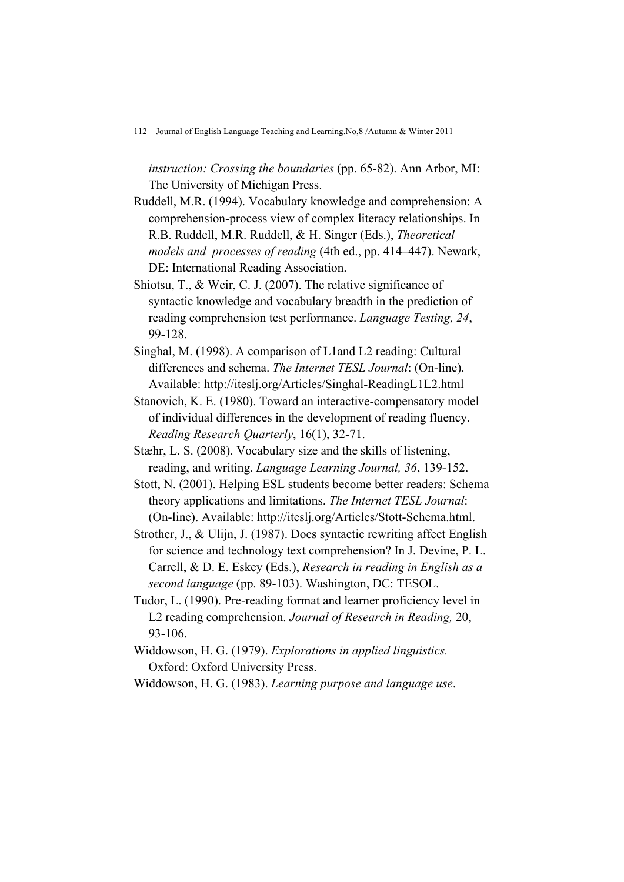*instruction: Crossing the boundaries* (pp. 65-82). Ann Arbor, MI: The University of Michigan Press.

Ruddell, M.R. (1994). Vocabulary knowledge and comprehension: A comprehension-process view of complex literacy relationships. In R.B. Ruddell, M.R. Ruddell, & H. Singer (Eds.), *Theoretical models and processes of reading* (4th ed., pp. 414–447). Newark, DE: International Reading Association.

Shiotsu, T., & Weir, C. J. (2007). The relative significance of syntactic knowledge and vocabulary breadth in the prediction of reading comprehension test performance. *Language Testing, 24*, 99-128.

Singhal, M. (1998). A comparison of L1and L2 reading: Cultural differences and schema. *The Internet TESL Journal*: (On-line). Available: http://iteslj.org/Articles/Singhal-ReadingL1L2.html

Stanovich, K. E. (1980). Toward an interactive-compensatory model of individual differences in the development of reading fluency. *Reading Research Quarterly*, 16(1), 32-71.

Stæhr, L. S. (2008). Vocabulary size and the skills of listening, reading, and writing. *Language Learning Journal, 36*, 139-152.

Stott, N. (2001). Helping ESL students become better readers: Schema theory applications and limitations. *The Internet TESL Journal*: (On-line). Available: http://iteslj.org/Articles/Stott-Schema.html.

Strother, J., & Ulijn, J. (1987). Does syntactic rewriting affect English for science and technology text comprehension? In J. Devine, P. L. Carrell, & D. E. Eskey (Eds.), *Research in reading in English as a second language* (pp. 89-103). Washington, DC: TESOL.

Tudor, L. (1990). Pre-reading format and learner proficiency level in L2 reading comprehension. *Journal of Research in Reading,* 20, 93-106.

Widdowson, H. G. (1979). *Explorations in applied linguistics.* Oxford: Oxford University Press.

Widdowson, H. G. (1983). *Learning purpose and language use*.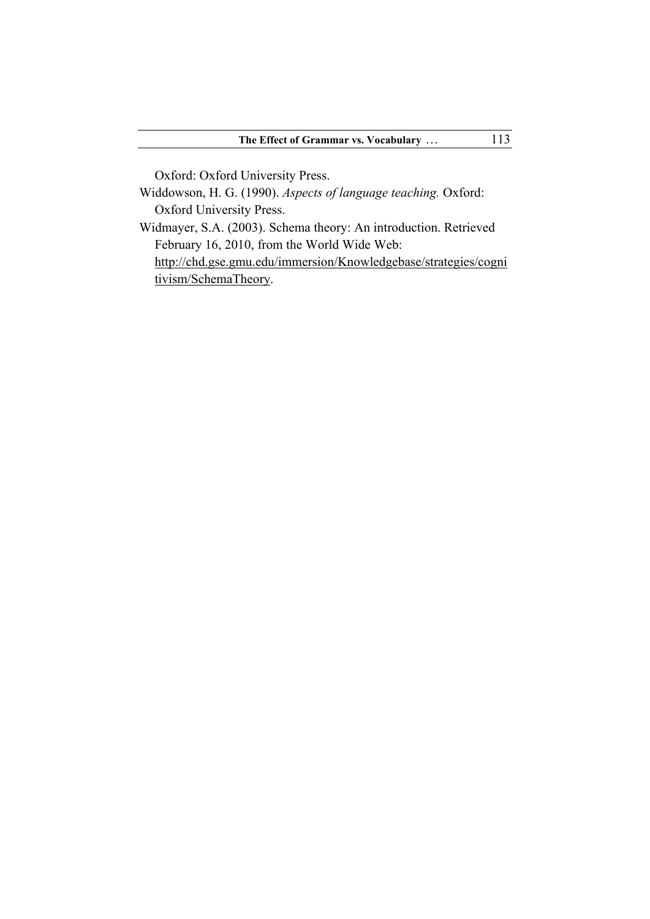Oxford: Oxford University Press.

Widdowson, H. G. (1990). *Aspects of language teaching.* Oxford: Oxford University Press.

Widmayer, S.A. (2003). Schema theory: An introduction. Retrieved February 16, 2010, from the World Wide Web: http://chd.gse.gmu.edu/immersion/Knowledgebase/strategies/cognitivism/SchemaTheory.